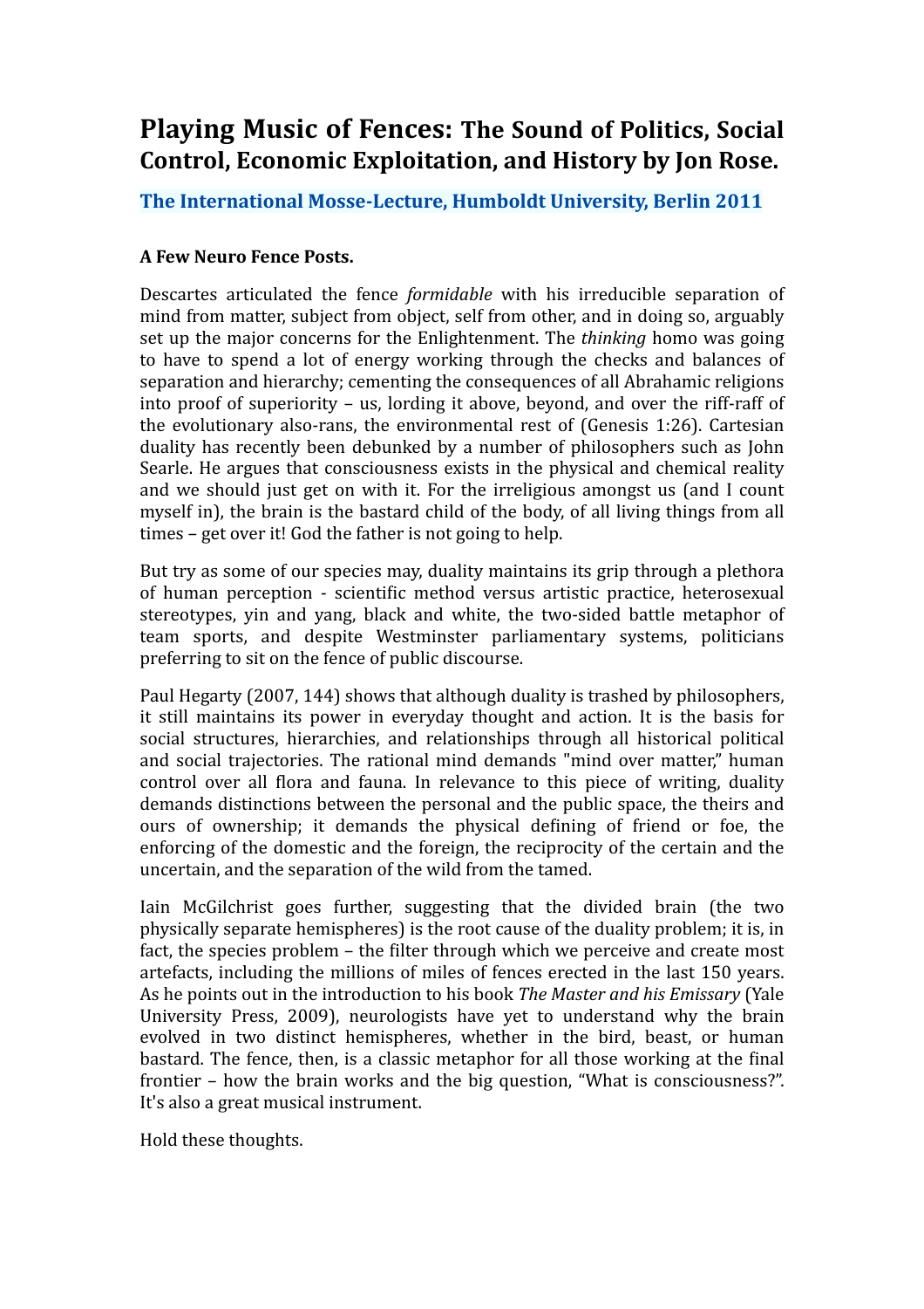# **Playing Music of Fences:** The Sound of Politics, Social Control, Economic Exploitation, and History by Jon Rose.

## The International Mosse-Lecture, Humboldt University, Berlin 2011

**A Few Neuro Fence Posts.**

Descartes articulated the fence *formidable* with his irreducible separation of mind from matter, subject from object, self from other, and in doing so, arguably set up the major concerns for the Enlightenment. The *thinking* homo was going to have to spend a lot of energy working through the checks and balances of separation and hierarchy; cementing the consequences of all Abrahamic religions into proof of superiority – us, lording it above, beyond, and over the riff-raff of the evolutionary also-rans, the environmental rest of (Genesis 1:26). Cartesian duality has recently been debunked by a number of philosophers such as John Searle. He argues that consciousness exists in the physical and chemical reality and we should just get on with it. For the irreligious amongst us (and I count myself in), the brain is the bastard child of the body, of all living things from all times – get over it! God the father is not going to help.

But try as some of our species may, duality maintains its grip through a plethora of human perception - scientific method versus artistic practice, heterosexual stereotypes, yin and yang, black and white, the two-sided battle metaphor of team sports, and despite Westminster parliamentary systems, politicians preferring to sit on the fence of public discourse.

Paul Hegarty (2007, 144) shows that although duality is trashed by philosophers, it still maintains its power in everyday thought and action. It is the basis for social structures, hierarchies, and relationships through all historical political and social trajectories. The rational mind demands "mind over matter," human control over all flora and fauna. In relevance to this piece of writing, duality demands distinctions between the personal and the public space, the theirs and ours of ownership; it demands the physical defining of friend or foe, the enforcing of the domestic and the foreign, the reciprocity of the certain and the uncertain, and the separation of the wild from the tamed.

Iain McGilchrist goes further, suggesting that the divided brain (the two physically separate hemispheres) is the root cause of the duality problem; it is, in fact, the species problem – the filter through which we perceive and create most artefacts, including the millions of miles of fences erected in the last 150 years. As he points out in the introduction to his book *The Master and his Emissary* (Yale University Press, 2009), neurologists have yet to understand why the brain evolved in two distinct hemispheres, whether in the bird, beast, or human bastard. The fence, then, is a classic metaphor for all those working at the final frontier – how the brain works and the big question, "What is consciousness?". It's also a great musical instrument.

Hold these thoughts.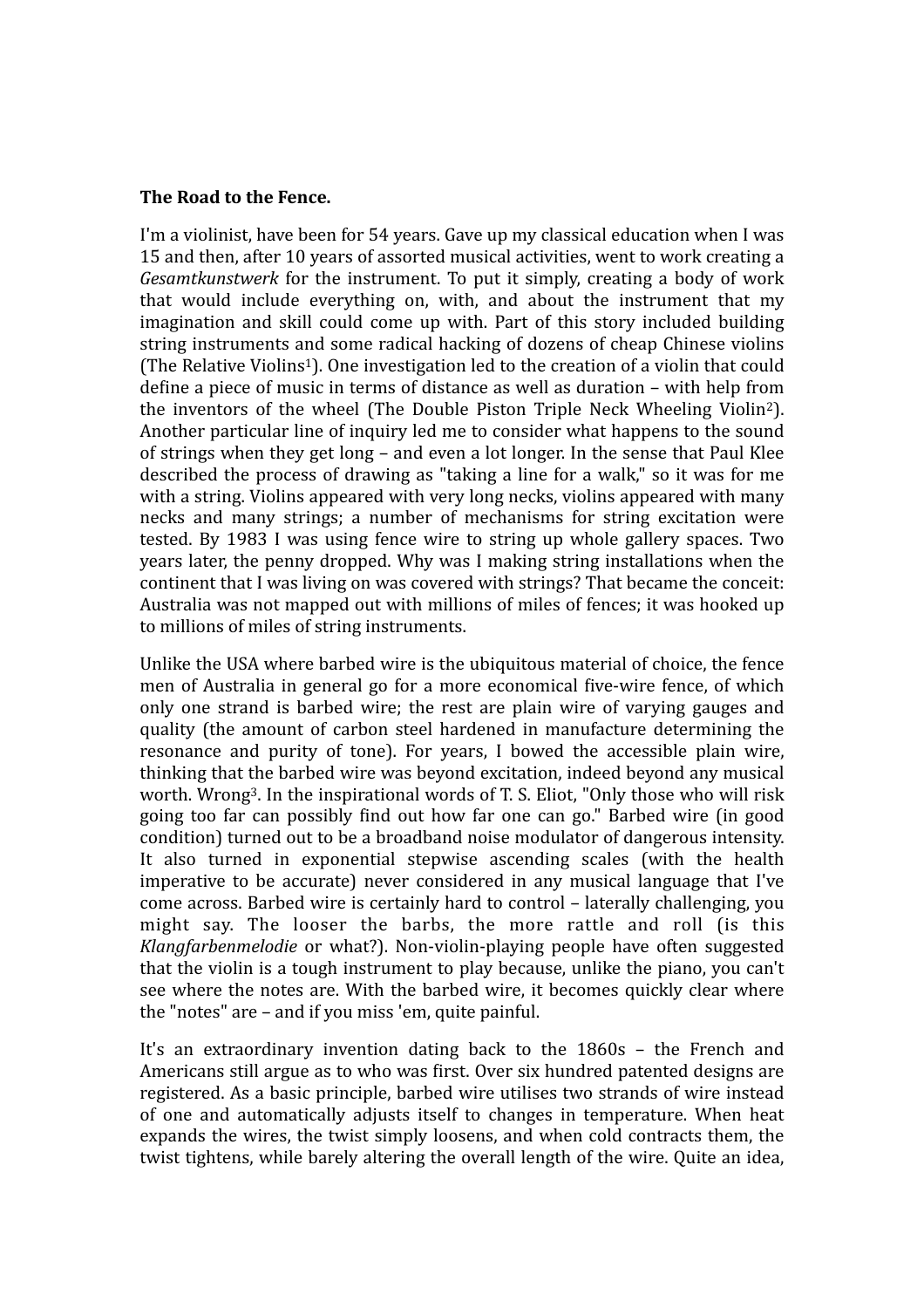**The Road to the Fence.**

I'm a violinist, have been for 54 years. Gave up my classical education when I was 15 and then, after 10 years of assorted musical activities, went to work creating a *Gesamtkunstwerk* for the instrument. To put it simply, creating a body of work that would include everything on, with, and about the instrument that my imagination and skill could come up with. Part of this story included building string instruments and some radical hacking of dozens of cheap Chinese violins (The Relative Violins[1]). One investigation led to the creation of a violin that could define a piece of music in terms of distance as well as duration – with help from the inventors of the wheel (The Double Piston Triple Neck Wheeling Violin[2]). Another particular line of inquiry led me to consider what happens to the sound of strings when they get long – and even a lot longer. In the sense that Paul Klee described the process of drawing as "taking a line for a walk," so it was for me with a string. Violins appeared with very long necks, violins appeared with many necks and many strings; a number of mechanisms for string excitation were tested. By 1983 I was using fence wire to string up whole gallery spaces. Two years later, the penny dropped. Why was I making string installations when the continent that I was living on was covered with strings? That became the conceit: Australia was not mapped out with millions of miles of fences; it was hooked up to millions of miles of string instruments.

Unlike the USA where barbed wire is the ubiquitous material of choice, the fence men of Australia in general go for a more economical five-wire fence, of which only one strand is barbed wire; the rest are plain wire of varying gauges and quality (the amount of carbon steel hardened in manufacture determining the resonance and purity of tone). For years, I bowed the accessible plain wire, thinking that the barbed wire was beyond excitation, indeed beyond any musical worth. Wrong[3]. In the inspirational words of T. S. Eliot, "Only those who will risk going too far can possibly find out how far one can go." Barbed wire (in good condition) turned out to be a broadband noise modulator of dangerous intensity. It also turned in exponential stepwise ascending scales (with the health imperative to be accurate) never considered in any musical language that I've come across. Barbed wire is certainly hard to control – laterally challenging, you might say. The looser the barbs, the more rattle and roll (is this *Klangfarbenmelodie* or what?). Non-violin-playing people have often suggested that the violin is a tough instrument to play because, unlike the piano, you can't see where the notes are. With the barbed wire, it becomes quickly clear where the "notes" are – and if you miss 'em, quite painful.

It's an extraordinary invention dating back to the 1860s – the French and Americans still argue as to who was first. Over six hundred patented designs are registered. As a basic principle, barbed wire utilises two strands of wire instead of one and automatically adjusts itself to changes in temperature. When heat expands the wires, the twist simply loosens, and when cold contracts them, the twist tightens, while barely altering the overall length of the wire. Quite an idea,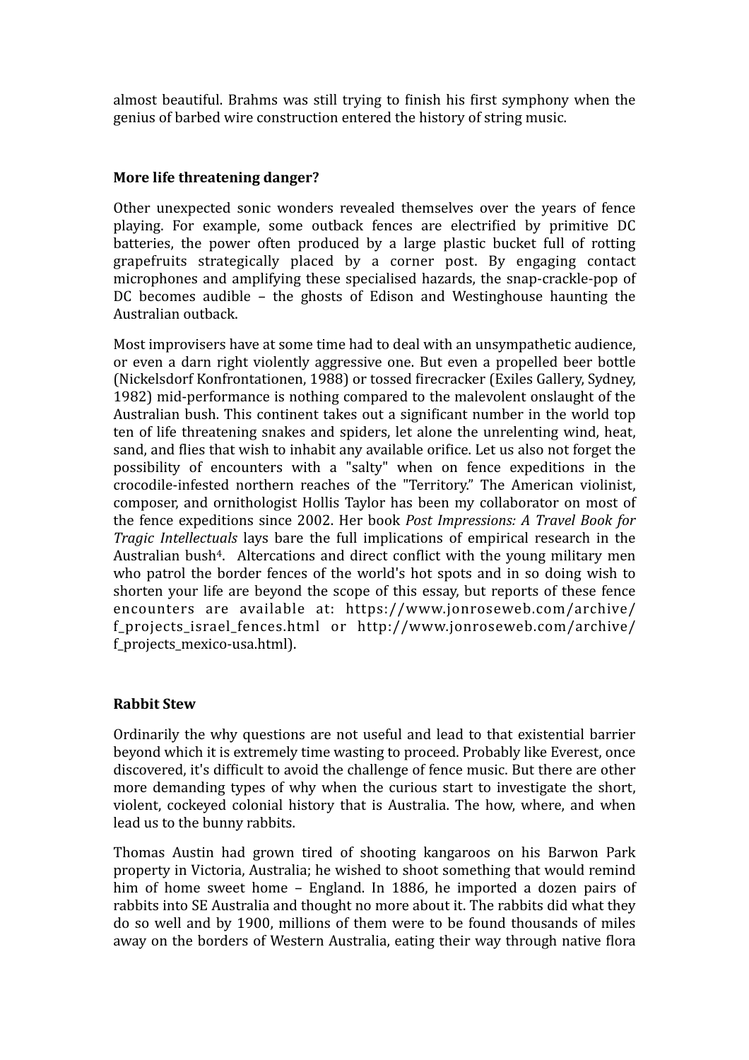almost beautiful. Brahms was still trying to finish his first symphony when the genius of barbed wire construction entered the history of string music.

### More life threatening danger?

Other unexpected sonic wonders revealed themselves over the years of fence playing. For example, some outback fences are electrified by primitive DC batteries, the power often produced by a large plastic bucket full of rotting grapefruits strategically placed by a corner post. By engaging contact microphones and amplifying these specialised hazards, the snap-crackle-pop of DC becomes audible – the ghosts of Edison and Westinghouse haunting the Australian outback.

Most improvisers have at some time had to deal with an unsympathetic audience, or even a darn right violently aggressive one. But even a propelled beer bottle (Nickelsdorf Konfrontationen, 1988) or tossed firecracker (Exiles Gallery, Sydney, 1982) mid-performance is nothing compared to the malevolent onslaught of the Australian bush. This continent takes out a significant number in the world top ten of life threatening snakes and spiders, let alone the unrelenting wind, heat, sand, and flies that wish to inhabit any available orifice. Let us also not forget the possibility of encounters with a "salty" when on fence expeditions in the crocodile-infested northern reaches of the "Territory." The American violinist, composer, and ornithologist Hollis Taylor has been my collaborator on most of the fence expeditions since 2002. Her book *Post Impressions: A Travel Book for Tragic Intellectuals* lays bare the full implications of empirical research in the Australian bush[4]. Altercations and direct conflict with the young military men who patrol the border fences of the world's hot spots and in so doing wish to shorten your life are beyond the scope of this essay, but reports of these fence encounters are available at: https://www.jonroseweb.com/archive/f_projects_israel_fences.html or http://www.jonroseweb.com/archive/f_projects_mexico-usa.html).

### Rabbit Stew

Ordinarily the why questions are not useful and lead to that existential barrier beyond which it is extremely time wasting to proceed. Probably like Everest, once discovered, it's difficult to avoid the challenge of fence music. But there are other more demanding types of why when the curious start to investigate the short, violent, cockeyed colonial history that is Australia. The how, where, and when lead us to the bunny rabbits.

Thomas Austin had grown tired of shooting kangaroos on his Barwon Park property in Victoria, Australia; he wished to shoot something that would remind him of home sweet home – England. In 1886, he imported a dozen pairs of rabbits into SE Australia and thought no more about it. The rabbits did what they do so well and by 1900, millions of them were to be found thousands of miles away on the borders of Western Australia, eating their way through native flora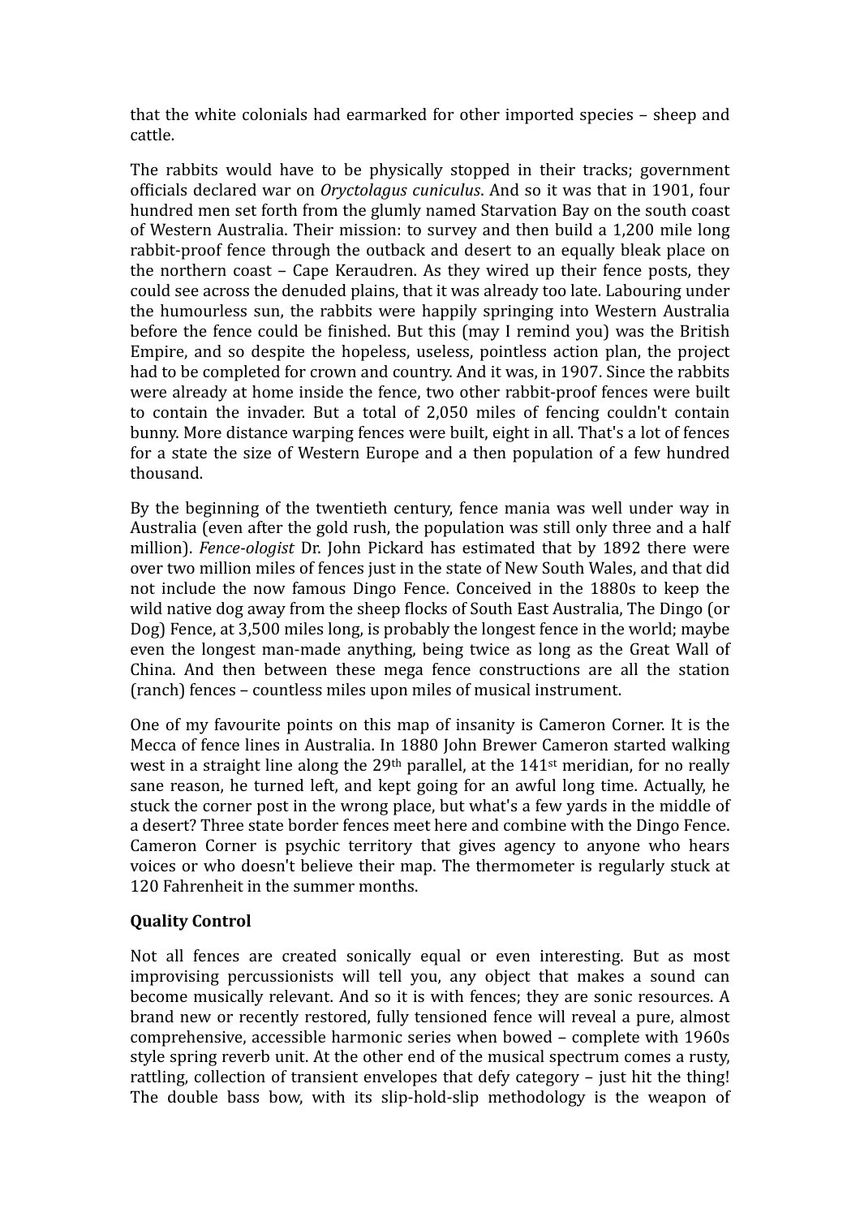that the white colonials had earmarked for other imported species – sheep and cattle.

The rabbits would have to be physically stopped in their tracks; government officials declared war on *Oryctolagus cuniculus*. And so it was that in 1901, four hundred men set forth from the glumly named Starvation Bay on the south coast of Western Australia. Their mission: to survey and then build a 1,200 mile long rabbit-proof fence through the outback and desert to an equally bleak place on the northern coast – Cape Keraudren. As they wired up their fence posts, they could see across the denuded plains, that it was already too late. Labouring under the humourless sun, the rabbits were happily springing into Western Australia before the fence could be finished. But this (may I remind you) was the British Empire, and so despite the hopeless, useless, pointless action plan, the project had to be completed for crown and country. And it was, in 1907. Since the rabbits were already at home inside the fence, two other rabbit-proof fences were built to contain the invader. But a total of 2,050 miles of fencing couldn't contain bunny. More distance warping fences were built, eight in all. That's a lot of fences for a state the size of Western Europe and a then population of a few hundred thousand.

By the beginning of the twentieth century, fence mania was well under way in Australia (even after the gold rush, the population was still only three and a half million). *Fence-ologist* Dr. John Pickard has estimated that by 1892 there were over two million miles of fences just in the state of New South Wales, and that did not include the now famous Dingo Fence. Conceived in the 1880s to keep the wild native dog away from the sheep flocks of South East Australia, The Dingo (or Dog) Fence, at 3,500 miles long, is probably the longest fence in the world; maybe even the longest man-made anything, being twice as long as the Great Wall of China. And then between these mega fence constructions are all the station (ranch) fences – countless miles upon miles of musical instrument.

One of my favourite points on this map of insanity is Cameron Corner. It is the Mecca of fence lines in Australia. In 1880 John Brewer Cameron started walking west in a straight line along the 29th parallel, at the 141st meridian, for no really sane reason, he turned left, and kept going for an awful long time. Actually, he stuck the corner post in the wrong place, but what's a few yards in the middle of a desert? Three state border fences meet here and combine with the Dingo Fence. Cameron Corner is psychic territory that gives agency to anyone who hears voices or who doesn't believe their map. The thermometer is regularly stuck at 120 Fahrenheit in the summer months.

**Quality Control**

Not all fences are created sonically equal or even interesting. But as most improvising percussionists will tell you, any object that makes a sound can become musically relevant. And so it is with fences; they are sonic resources. A brand new or recently restored, fully tensioned fence will reveal a pure, almost comprehensive, accessible harmonic series when bowed – complete with 1960s style spring reverb unit. At the other end of the musical spectrum comes a rusty, rattling, collection of transient envelopes that defy category – just hit the thing! The double bass bow, with its slip-hold-slip methodology is the weapon of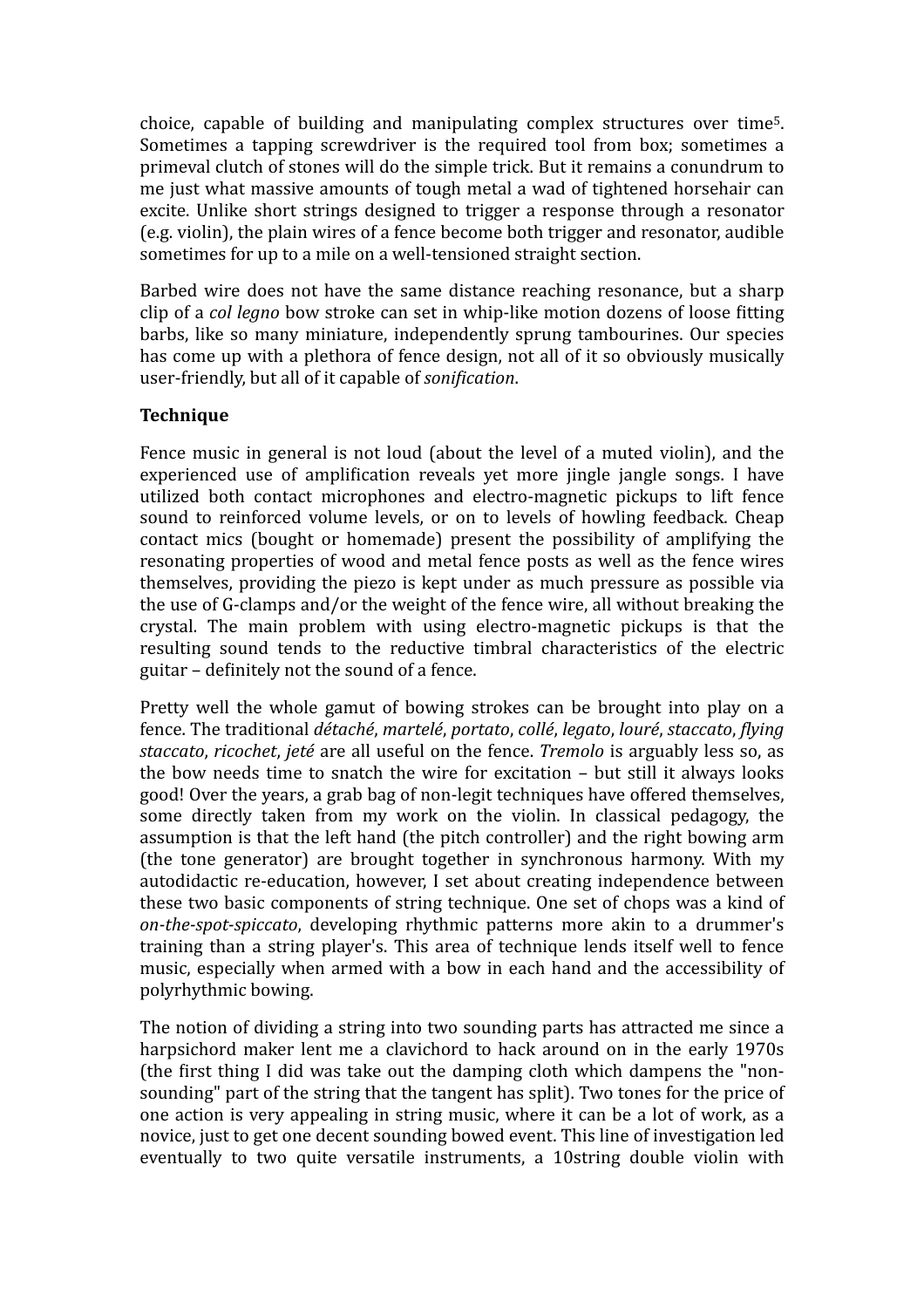choice, capable of building and manipulating complex structures over time[5]. Sometimes a tapping screwdriver is the required tool from box; sometimes a primeval clutch of stones will do the simple trick. But it remains a conundrum to me just what massive amounts of tough metal a wad of tightened horsehair can excite. Unlike short strings designed to trigger a response through a resonator (e.g. violin), the plain wires of a fence become both trigger and resonator, audible sometimes for up to a mile on a well-tensioned straight section.

Barbed wire does not have the same distance reaching resonance, but a sharp clip of a *col legno* bow stroke can set in whip-like motion dozens of loose fitting barbs, like so many miniature, independently sprung tambourines. Our species has come up with a plethora of fence design, not all of it so obviously musically user-friendly, but all of it capable of *sonification*.

**Technique**

Fence music in general is not loud (about the level of a muted violin), and the experienced use of amplification reveals yet more jingle jangle songs. I have utilized both contact microphones and electro-magnetic pickups to lift fence sound to reinforced volume levels, or on to levels of howling feedback. Cheap contact mics (bought or homemade) present the possibility of amplifying the resonating properties of wood and metal fence posts as well as the fence wires themselves, providing the piezo is kept under as much pressure as possible via the use of G-clamps and/or the weight of the fence wire, all without breaking the crystal. The main problem with using electro-magnetic pickups is that the resulting sound tends to the reductive timbral characteristics of the electric guitar – definitely not the sound of a fence.

Pretty well the whole gamut of bowing strokes can be brought into play on a fence. The traditional *détaché*, *martelé*, *portato*, *collé*, *legato*, *louré*, *staccato*, *flying staccato*, *ricochet*, *jeté* are all useful on the fence. *Tremolo* is arguably less so, as the bow needs time to snatch the wire for excitation – but still it always looks good! Over the years, a grab bag of non-legit techniques have offered themselves, some directly taken from my work on the violin. In classical pedagogy, the assumption is that the left hand (the pitch controller) and the right bowing arm (the tone generator) are brought together in synchronous harmony. With my autodidactic re-education, however, I set about creating independence between these two basic components of string technique. One set of chops was a kind of *on-the-spot-spiccato*, developing rhythmic patterns more akin to a drummer's training than a string player's. This area of technique lends itself well to fence music, especially when armed with a bow in each hand and the accessibility of polyrhythmic bowing.

The notion of dividing a string into two sounding parts has attracted me since a harpsichord maker lent me a clavichord to hack around on in the early 1970s (the first thing I did was take out the damping cloth which dampens the "non-sounding" part of the string that the tangent has split). Two tones for the price of one action is very appealing in string music, where it can be a lot of work, as a novice, just to get one decent sounding bowed event. This line of investigation led eventually to two quite versatile instruments, a 10string double violin with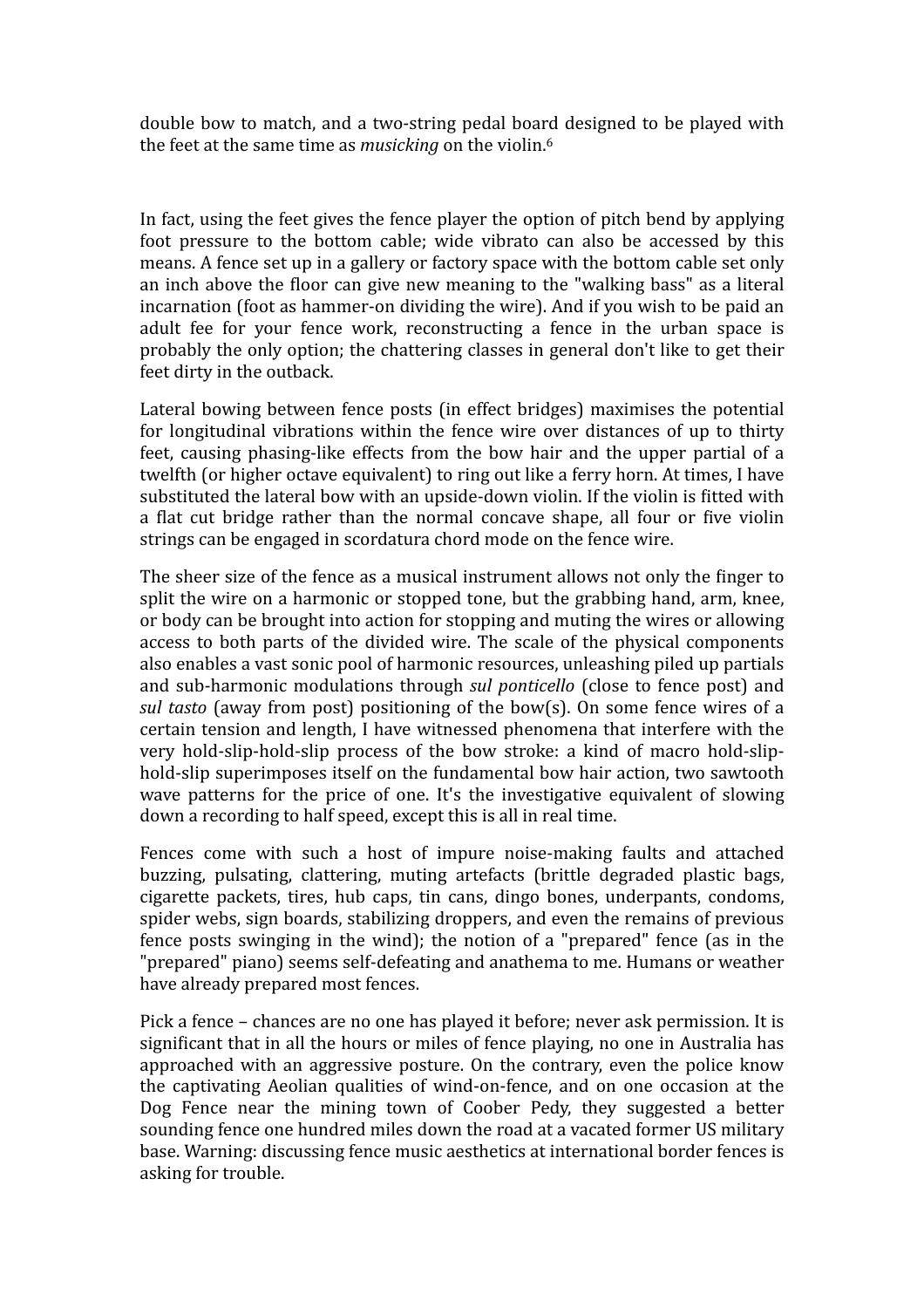double bow to match, and a two-string pedal board designed to be played with the feet at the same time as *musicking* on the violin.[6]

In fact, using the feet gives the fence player the option of pitch bend by applying foot pressure to the bottom cable; wide vibrato can also be accessed by this means. A fence set up in a gallery or factory space with the bottom cable set only an inch above the floor can give new meaning to the "walking bass" as a literal incarnation (foot as hammer-on dividing the wire). And if you wish to be paid an adult fee for your fence work, reconstructing a fence in the urban space is probably the only option; the chattering classes in general don't like to get their feet dirty in the outback.

Lateral bowing between fence posts (in effect bridges) maximises the potential for longitudinal vibrations within the fence wire over distances of up to thirty feet, causing phasing-like effects from the bow hair and the upper partial of a twelfth (or higher octave equivalent) to ring out like a ferry horn. At times, I have substituted the lateral bow with an upside-down violin. If the violin is fitted with a flat cut bridge rather than the normal concave shape, all four or five violin strings can be engaged in scordatura chord mode on the fence wire.

The sheer size of the fence as a musical instrument allows not only the finger to split the wire on a harmonic or stopped tone, but the grabbing hand, arm, knee, or body can be brought into action for stopping and muting the wires or allowing access to both parts of the divided wire. The scale of the physical components also enables a vast sonic pool of harmonic resources, unleashing piled up partials and sub-harmonic modulations through *sul ponticello* (close to fence post) and *sul tasto* (away from post) positioning of the bow(s). On some fence wires of a certain tension and length, I have witnessed phenomena that interfere with the very hold-slip-hold-slip process of the bow stroke: a kind of macro hold-slip-hold-slip superimposes itself on the fundamental bow hair action, two sawtooth wave patterns for the price of one. It's the investigative equivalent of slowing down a recording to half speed, except this is all in real time.

Fences come with such a host of impure noise-making faults and attached buzzing, pulsating, clattering, muting artefacts (brittle degraded plastic bags, cigarette packets, tires, hub caps, tin cans, dingo bones, underpants, condoms, spider webs, sign boards, stabilizing droppers, and even the remains of previous fence posts swinging in the wind); the notion of a "prepared" fence (as in the "prepared" piano) seems self-defeating and anathema to me. Humans or weather have already prepared most fences.

Pick a fence – chances are no one has played it before; never ask permission. It is significant that in all the hours or miles of fence playing, no one in Australia has approached with an aggressive posture. On the contrary, even the police know the captivating Aeolian qualities of wind-on-fence, and on one occasion at the Dog Fence near the mining town of Coober Pedy, they suggested a better sounding fence one hundred miles down the road at a vacated former US military base. Warning: discussing fence music aesthetics at international border fences is asking for trouble.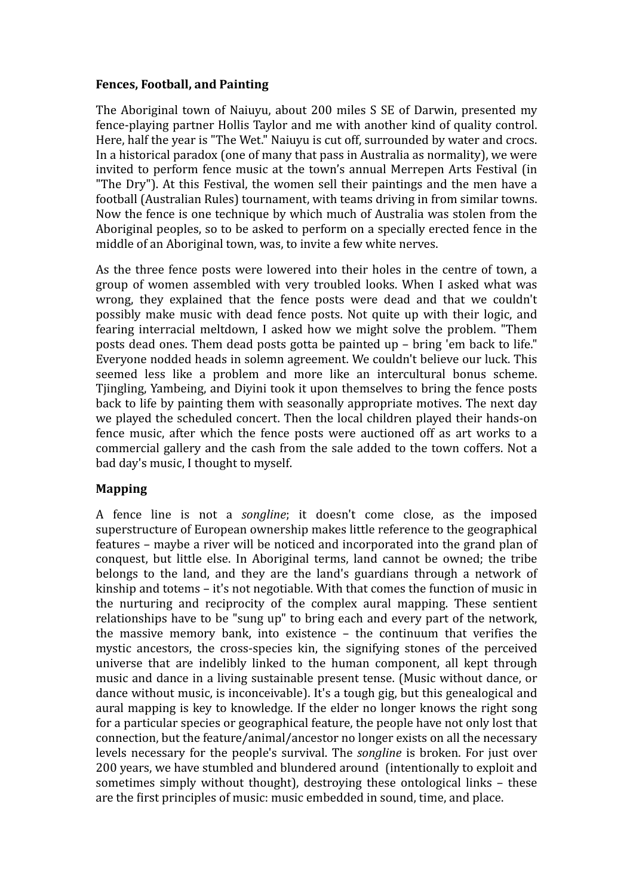**Fences, Football, and Painting**

The Aboriginal town of Naiuyu, about 200 miles S SE of Darwin, presented my fence-playing partner Hollis Taylor and me with another kind of quality control. Here, half the year is "The Wet." Naiuyu is cut off, surrounded by water and crocs. In a historical paradox (one of many that pass in Australia as normality), we were invited to perform fence music at the town's annual Merrepen Arts Festival (in "The Dry"). At this Festival, the women sell their paintings and the men have a football (Australian Rules) tournament, with teams driving in from similar towns. Now the fence is one technique by which much of Australia was stolen from the Aboriginal peoples, so to be asked to perform on a specially erected fence in the middle of an Aboriginal town, was, to invite a few white nerves.

As the three fence posts were lowered into their holes in the centre of town, a group of women assembled with very troubled looks. When I asked what was wrong, they explained that the fence posts were dead and that we couldn't possibly make music with dead fence posts. Not quite up with their logic, and fearing interracial meltdown, I asked how we might solve the problem. "Them posts dead ones. Them dead posts gotta be painted up – bring 'em back to life." Everyone nodded heads in solemn agreement. We couldn't believe our luck. This seemed less like a problem and more like an intercultural bonus scheme. Tjingling, Yambeing, and Diyini took it upon themselves to bring the fence posts back to life by painting them with seasonally appropriate motives. The next day we played the scheduled concert. Then the local children played their hands-on fence music, after which the fence posts were auctioned off as art works to a commercial gallery and the cash from the sale added to the town coffers. Not a bad day's music, I thought to myself.

**Mapping**

A fence line is not a *songline*; it doesn't come close, as the imposed superstructure of European ownership makes little reference to the geographical features – maybe a river will be noticed and incorporated into the grand plan of conquest, but little else. In Aboriginal terms, land cannot be owned; the tribe belongs to the land, and they are the land's guardians through a network of kinship and totems – it's not negotiable. With that comes the function of music in the nurturing and reciprocity of the complex aural mapping. These sentient relationships have to be "sung up" to bring each and every part of the network, the massive memory bank, into existence – the continuum that verifies the mystic ancestors, the cross-species kin, the signifying stones of the perceived universe that are indelibly linked to the human component, all kept through music and dance in a living sustainable present tense. (Music without dance, or dance without music, is inconceivable). It's a tough gig, but this genealogical and aural mapping is key to knowledge. If the elder no longer knows the right song for a particular species or geographical feature, the people have not only lost that connection, but the feature/animal/ancestor no longer exists on all the necessary levels necessary for the people's survival. The *songline* is broken. For just over 200 years, we have stumbled and blundered around (intentionally to exploit and sometimes simply without thought), destroying these ontological links – these are the first principles of music: music embedded in sound, time, and place.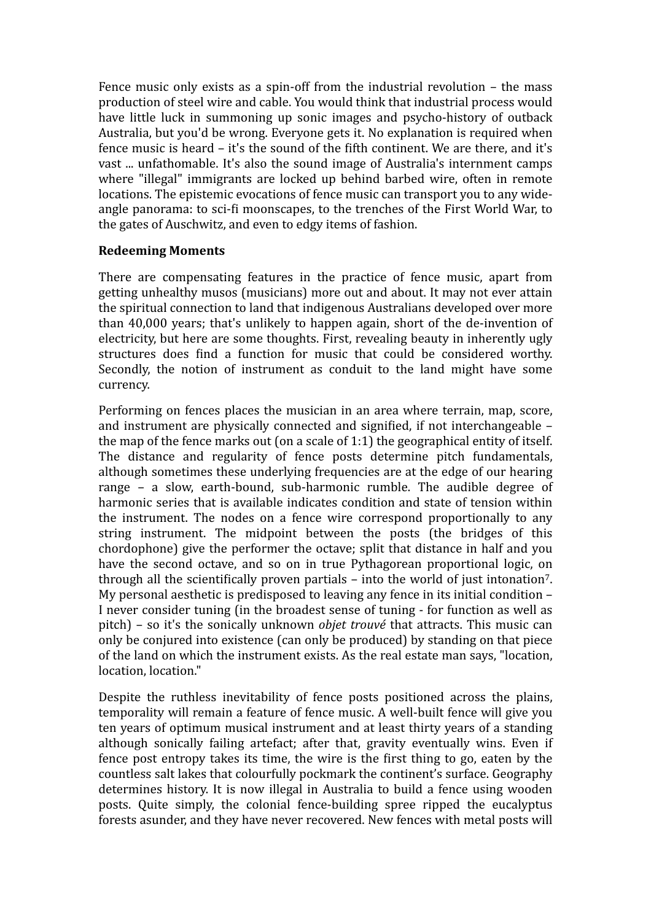Fence music only exists as a spin-off from the industrial revolution – the mass production of steel wire and cable. You would think that industrial process would have little luck in summoning up sonic images and psycho-history of outback Australia, but you'd be wrong. Everyone gets it. No explanation is required when fence music is heard – it's the sound of the fifth continent. We are there, and it's vast ... unfathomable. It's also the sound image of Australia's internment camps where "illegal" immigrants are locked up behind barbed wire, often in remote locations. The epistemic evocations of fence music can transport you to any wide-angle panorama: to sci-fi moonscapes, to the trenches of the First World War, to the gates of Auschwitz, and even to edgy items of fashion.

**Redeeming Moments**

There are compensating features in the practice of fence music, apart from getting unhealthy musos (musicians) more out and about. It may not ever attain the spiritual connection to land that indigenous Australians developed over more than 40,000 years; that's unlikely to happen again, short of the de-invention of electricity, but here are some thoughts. First, revealing beauty in inherently ugly structures does find a function for music that could be considered worthy. Secondly, the notion of instrument as conduit to the land might have some currency.

Performing on fences places the musician in an area where terrain, map, score, and instrument are physically connected and signified, if not interchangeable – the map of the fence marks out (on a scale of 1:1) the geographical entity of itself. The distance and regularity of fence posts determine pitch fundamentals, although sometimes these underlying frequencies are at the edge of our hearing range – a slow, earth-bound, sub-harmonic rumble. The audible degree of harmonic series that is available indicates condition and state of tension within the instrument. The nodes on a fence wire correspond proportionally to any string instrument. The midpoint between the posts (the bridges of this chordophone) give the performer the octave; split that distance in half and you have the second octave, and so on in true Pythagorean proportional logic, on through all the scientifically proven partials – into the world of just intonation[7]. My personal aesthetic is predisposed to leaving any fence in its initial condition – I never consider tuning (in the broadest sense of tuning - for function as well as pitch) – so it's the sonically unknown *objet trouvé* that attracts. This music can only be conjured into existence (can only be produced) by standing on that piece of the land on which the instrument exists. As the real estate man says, "location, location, location."

Despite the ruthless inevitability of fence posts positioned across the plains, temporality will remain a feature of fence music. A well-built fence will give you ten years of optimum musical instrument and at least thirty years of a standing although sonically failing artefact; after that, gravity eventually wins. Even if fence post entropy takes its time, the wire is the first thing to go, eaten by the countless salt lakes that colourfully pockmark the continent's surface. Geography determines history. It is now illegal in Australia to build a fence using wooden posts. Quite simply, the colonial fence-building spree ripped the eucalyptus forests asunder, and they have never recovered. New fences with metal posts will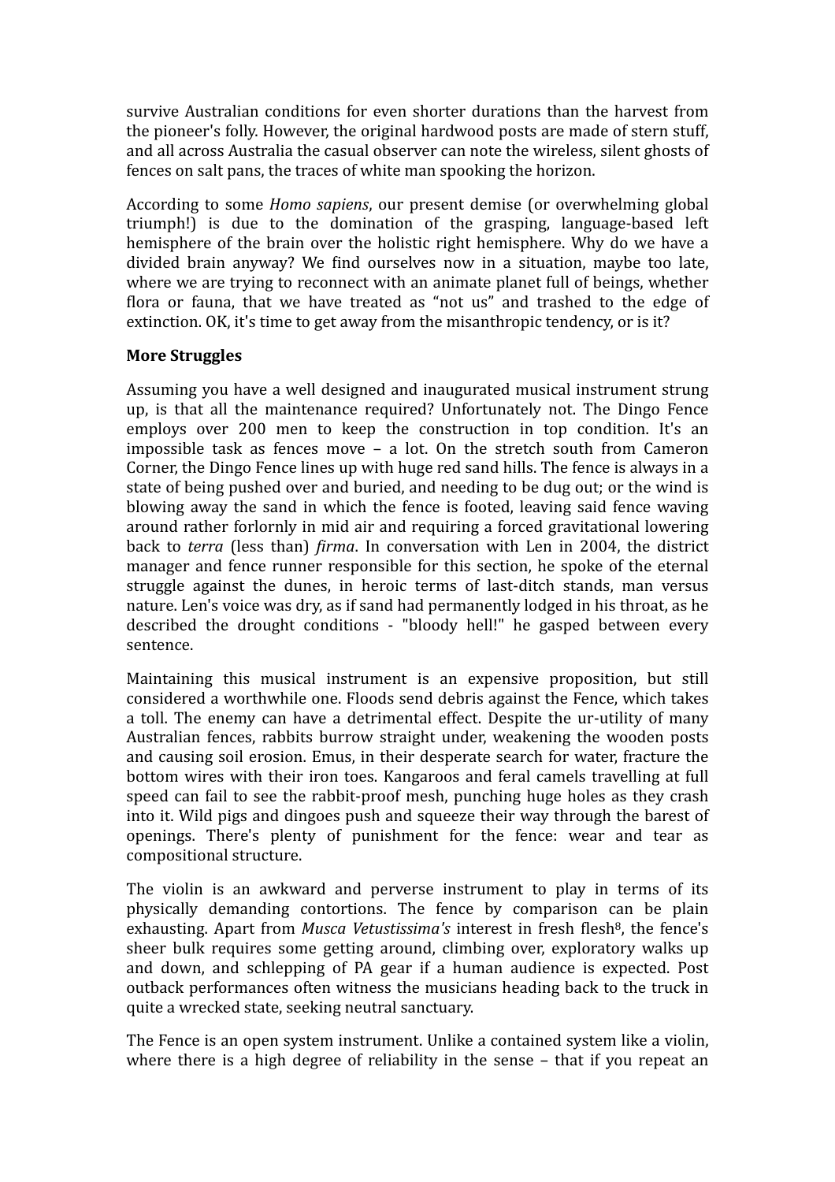survive Australian conditions for even shorter durations than the harvest from the pioneer's folly. However, the original hardwood posts are made of stern stuff, and all across Australia the casual observer can note the wireless, silent ghosts of fences on salt pans, the traces of white man spooking the horizon.

According to some *Homo sapiens*, our present demise (or overwhelming global triumph!) is due to the domination of the grasping, language-based left hemisphere of the brain over the holistic right hemisphere. Why do we have a divided brain anyway? We find ourselves now in a situation, maybe too late, where we are trying to reconnect with an animate planet full of beings, whether flora or fauna, that we have treated as "not us" and trashed to the edge of extinction. OK, it's time to get away from the misanthropic tendency, or is it?

**More Struggles**

Assuming you have a well designed and inaugurated musical instrument strung up, is that all the maintenance required? Unfortunately not. The Dingo Fence employs over 200 men to keep the construction in top condition. It's an impossible task as fences move – a lot. On the stretch south from Cameron Corner, the Dingo Fence lines up with huge red sand hills. The fence is always in a state of being pushed over and buried, and needing to be dug out; or the wind is blowing away the sand in which the fence is footed, leaving said fence waving around rather forlornly in mid air and requiring a forced gravitational lowering back to *terra* (less than) *firma*. In conversation with Len in 2004, the district manager and fence runner responsible for this section, he spoke of the eternal struggle against the dunes, in heroic terms of last-ditch stands, man versus nature. Len's voice was dry, as if sand had permanently lodged in his throat, as he described the drought conditions - "bloody hell!" he gasped between every sentence.

Maintaining this musical instrument is an expensive proposition, but still considered a worthwhile one. Floods send debris against the Fence, which takes a toll. The enemy can have a detrimental effect. Despite the ur-utility of many Australian fences, rabbits burrow straight under, weakening the wooden posts and causing soil erosion. Emus, in their desperate search for water, fracture the bottom wires with their iron toes. Kangaroos and feral camels travelling at full speed can fail to see the rabbit-proof mesh, punching huge holes as they crash into it. Wild pigs and dingoes push and squeeze their way through the barest of openings. There's plenty of punishment for the fence: wear and tear as compositional structure.

The violin is an awkward and perverse instrument to play in terms of its physically demanding contortions. The fence by comparison can be plain exhausting. Apart from *Musca Vetustissima's* interest in fresh flesh[8], the fence's sheer bulk requires some getting around, climbing over, exploratory walks up and down, and schlepping of PA gear if a human audience is expected. Post outback performances often witness the musicians heading back to the truck in quite a wrecked state, seeking neutral sanctuary.

The Fence is an open system instrument. Unlike a contained system like a violin, where there is a high degree of reliability in the sense – that if you repeat an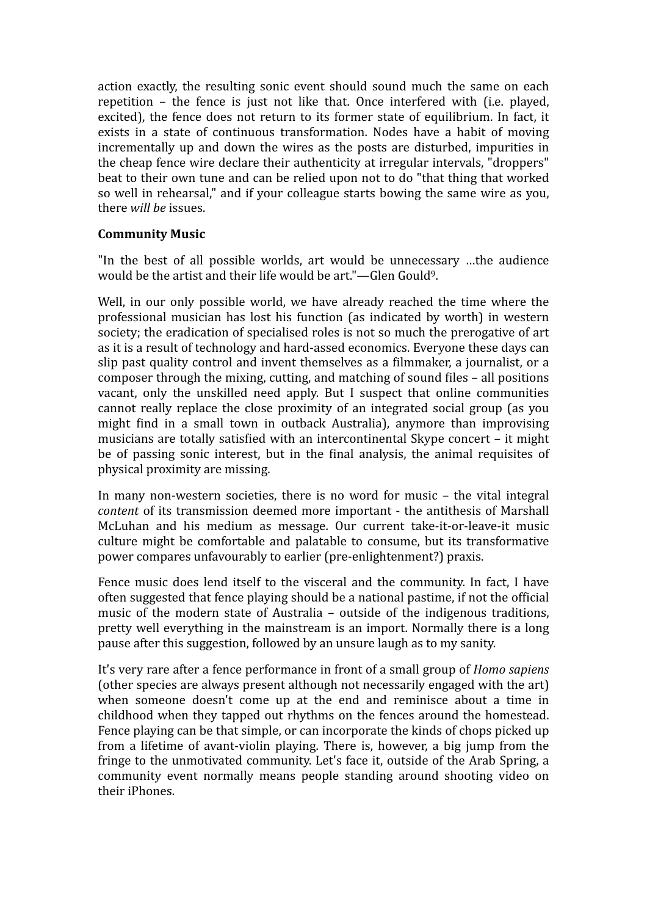action exactly, the resulting sonic event should sound much the same on each repetition – the fence is just not like that. Once interfered with (i.e. played, excited), the fence does not return to its former state of equilibrium. In fact, it exists in a state of continuous transformation. Nodes have a habit of moving incrementally up and down the wires as the posts are disturbed, impurities in the cheap fence wire declare their authenticity at irregular intervals, "droppers" beat to their own tune and can be relied upon not to do "that thing that worked so well in rehearsal," and if your colleague starts bowing the same wire as you, there *will be* issues.

**Community Music**

"In the best of all possible worlds, art would be unnecessary …the audience would be the artist and their life would be art."—Glen Gould[9].

Well, in our only possible world, we have already reached the time where the professional musician has lost his function (as indicated by worth) in western society; the eradication of specialised roles is not so much the prerogative of art as it is a result of technology and hard-assed economics. Everyone these days can slip past quality control and invent themselves as a filmmaker, a journalist, or a composer through the mixing, cutting, and matching of sound files – all positions vacant, only the unskilled need apply. But I suspect that online communities cannot really replace the close proximity of an integrated social group (as you might find in a small town in outback Australia), anymore than improvising musicians are totally satisfied with an intercontinental Skype concert – it might be of passing sonic interest, but in the final analysis, the animal requisites of physical proximity are missing.

In many non-western societies, there is no word for music – the vital integral *content* of its transmission deemed more important - the antithesis of Marshall McLuhan and his medium as message. Our current take-it-or-leave-it music culture might be comfortable and palatable to consume, but its transformative power compares unfavourably to earlier (pre-enlightenment?) praxis.

Fence music does lend itself to the visceral and the community. In fact, I have often suggested that fence playing should be a national pastime, if not the official music of the modern state of Australia – outside of the indigenous traditions, pretty well everything in the mainstream is an import. Normally there is a long pause after this suggestion, followed by an unsure laugh as to my sanity.

It's very rare after a fence performance in front of a small group of *Homo sapiens* (other species are always present although not necessarily engaged with the art) when someone doesn't come up at the end and reminisce about a time in childhood when they tapped out rhythms on the fences around the homestead. Fence playing can be that simple, or can incorporate the kinds of chops picked up from a lifetime of avant-violin playing. There is, however, a big jump from the fringe to the unmotivated community. Let's face it, outside of the Arab Spring, a community event normally means people standing around shooting video on their iPhones.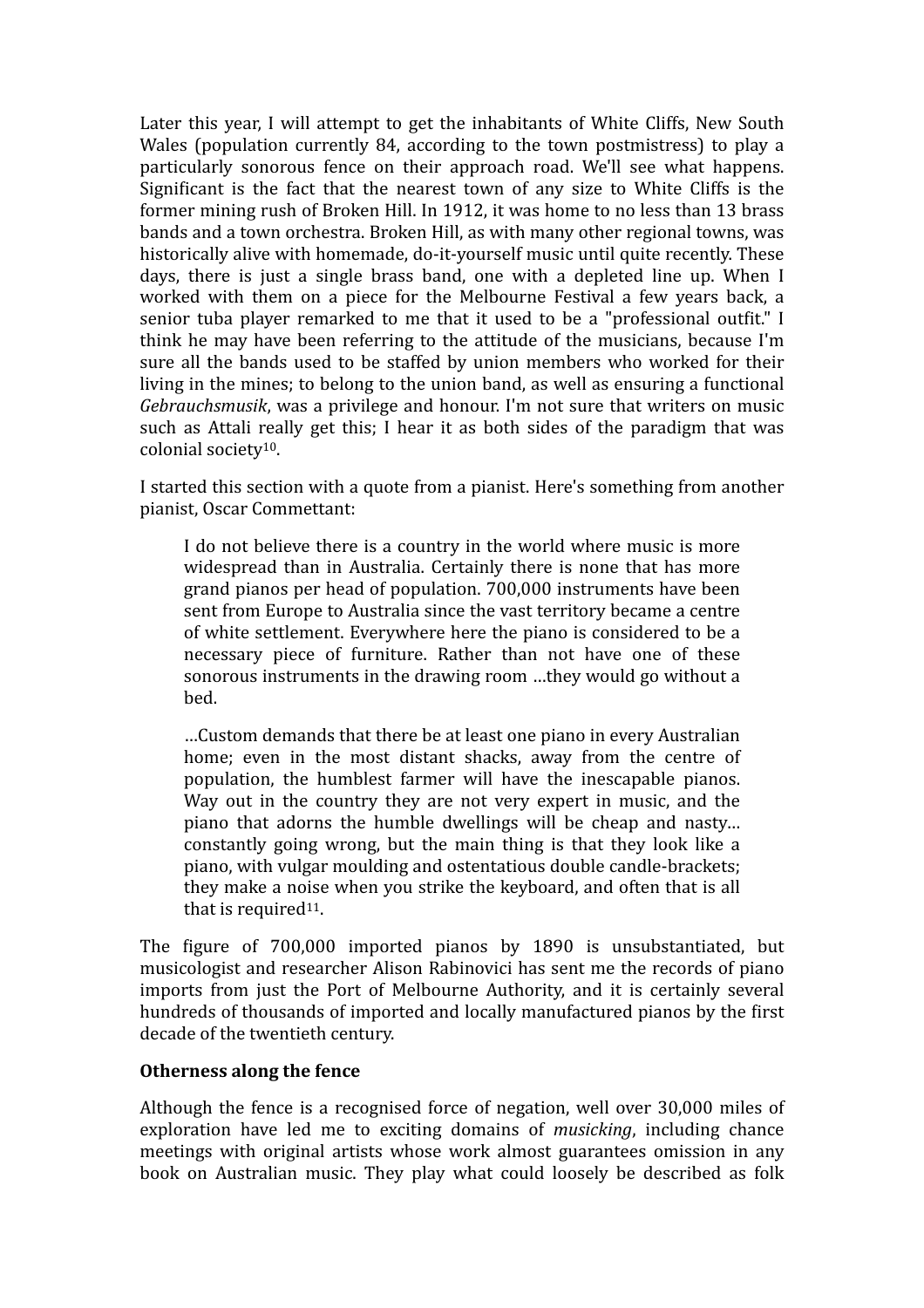Later this year, I will attempt to get the inhabitants of White Cliffs, New South Wales (population currently 84, according to the town postmistress) to play a particularly sonorous fence on their approach road. We'll see what happens. Significant is the fact that the nearest town of any size to White Cliffs is the former mining rush of Broken Hill. In 1912, it was home to no less than 13 brass bands and a town orchestra. Broken Hill, as with many other regional towns, was historically alive with homemade, do-it-yourself music until quite recently. These days, there is just a single brass band, one with a depleted line up. When I worked with them on a piece for the Melbourne Festival a few years back, a senior tuba player remarked to me that it used to be a "professional outfit." I think he may have been referring to the attitude of the musicians, because I'm sure all the bands used to be staffed by union members who worked for their living in the mines; to belong to the union band, as well as ensuring a functional *Gebrauchsmusik*, was a privilege and honour. I'm not sure that writers on music such as Attali really get this; I hear it as both sides of the paradigm that was colonial society[10].

I started this section with a quote from a pianist. Here's something from another pianist, Oscar Commettant:

> I do not believe there is a country in the world where music is more widespread than in Australia. Certainly there is none that has more grand pianos per head of population. 700,000 instruments have been sent from Europe to Australia since the vast territory became a centre of white settlement. Everywhere here the piano is considered to be a necessary piece of furniture. Rather than not have one of these sonorous instruments in the drawing room …they would go without a bed.
>
> …Custom demands that there be at least one piano in every Australian home; even in the most distant shacks, away from the centre of population, the humblest farmer will have the inescapable pianos. Way out in the country they are not very expert in music, and the piano that adorns the humble dwellings will be cheap and nasty… constantly going wrong, but the main thing is that they look like a piano, with vulgar moulding and ostentatious double candle-brackets; they make a noise when you strike the keyboard, and often that is all that is required[11].

The figure of 700,000 imported pianos by 1890 is unsubstantiated, but musicologist and researcher Alison Rabinovici has sent me the records of piano imports from just the Port of Melbourne Authority, and it is certainly several hundreds of thousands of imported and locally manufactured pianos by the first decade of the twentieth century.

**Otherness along the fence**

Although the fence is a recognised force of negation, well over 30,000 miles of exploration have led me to exciting domains of *musicking*, including chance meetings with original artists whose work almost guarantees omission in any book on Australian music. They play what could loosely be described as folk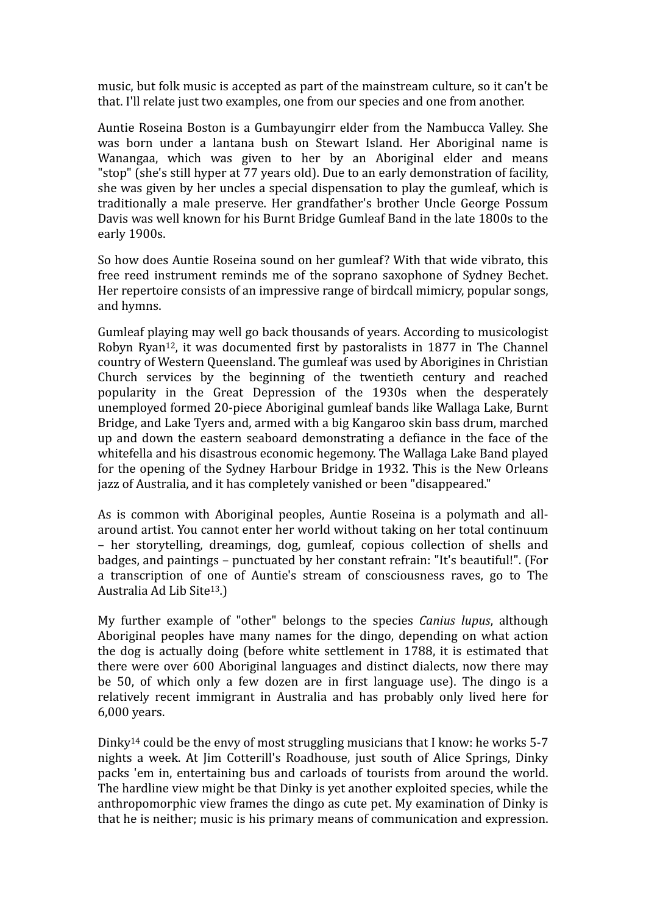music, but folk music is accepted as part of the mainstream culture, so it can't be that. I'll relate just two examples, one from our species and one from another.

Auntie Roseina Boston is a Gumbayungirr elder from the Nambucca Valley. She was born under a lantana bush on Stewart Island. Her Aboriginal name is Wanangaa, which was given to her by an Aboriginal elder and means "stop" (she's still hyper at 77 years old). Due to an early demonstration of facility, she was given by her uncles a special dispensation to play the gumleaf, which is traditionally a male preserve. Her grandfather's brother Uncle George Possum Davis was well known for his Burnt Bridge Gumleaf Band in the late 1800s to the early 1900s.

So how does Auntie Roseina sound on her gumleaf? With that wide vibrato, this free reed instrument reminds me of the soprano saxophone of Sydney Bechet. Her repertoire consists of an impressive range of birdcall mimicry, popular songs, and hymns.

Gumleaf playing may well go back thousands of years. According to musicologist Robyn Ryan[12], it was documented first by pastoralists in 1877 in The Channel country of Western Queensland. The gumleaf was used by Aborigines in Christian Church services by the beginning of the twentieth century and reached popularity in the Great Depression of the 1930s when the desperately unemployed formed 20-piece Aboriginal gumleaf bands like Wallaga Lake, Burnt Bridge, and Lake Tyers and, armed with a big Kangaroo skin bass drum, marched up and down the eastern seaboard demonstrating a defiance in the face of the whitefella and his disastrous economic hegemony. The Wallaga Lake Band played for the opening of the Sydney Harbour Bridge in 1932. This is the New Orleans jazz of Australia, and it has completely vanished or been "disappeared."

As is common with Aboriginal peoples, Auntie Roseina is a polymath and all-around artist. You cannot enter her world without taking on her total continuum – her storytelling, dreamings, dog, gumleaf, copious collection of shells and badges, and paintings – punctuated by her constant refrain: "It's beautiful!". (For a transcription of one of Auntie's stream of consciousness raves, go to The Australia Ad Lib Site[13].)

My further example of "other" belongs to the species *Canius lupus*, although Aboriginal peoples have many names for the dingo, depending on what action the dog is actually doing (before white settlement in 1788, it is estimated that there were over 600 Aboriginal languages and distinct dialects, now there may be 50, of which only a few dozen are in first language use). The dingo is a relatively recent immigrant in Australia and has probably only lived here for 6,000 years.

Dinky[14] could be the envy of most struggling musicians that I know: he works 5-7 nights a week. At Jim Cotterill's Roadhouse, just south of Alice Springs, Dinky packs 'em in, entertaining bus and carloads of tourists from around the world. The hardline view might be that Dinky is yet another exploited species, while the anthropomorphic view frames the dingo as cute pet. My examination of Dinky is that he is neither; music is his primary means of communication and expression.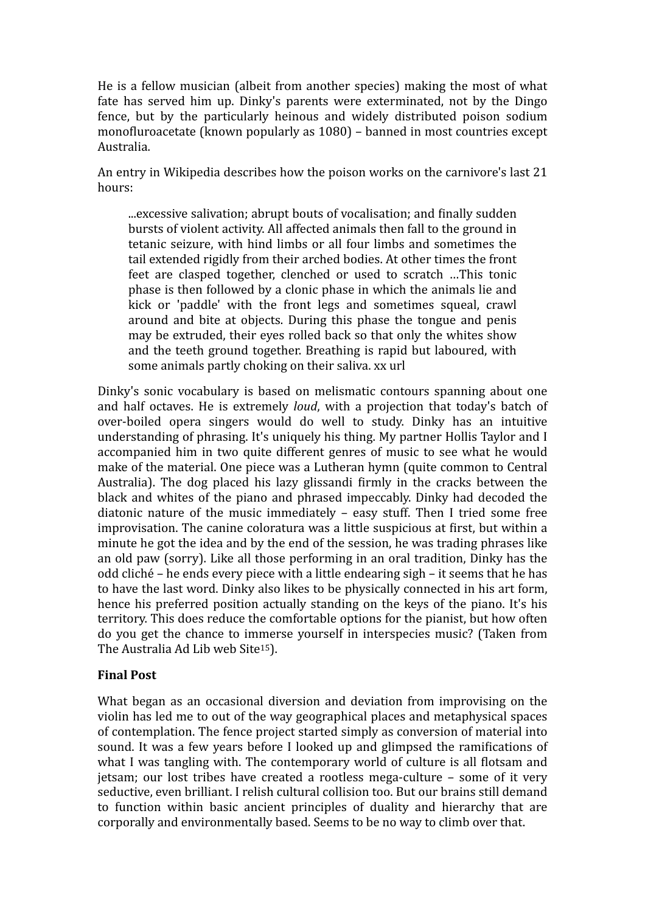He is a fellow musician (albeit from another species) making the most of what fate has served him up. Dinky's parents were exterminated, not by the Dingo fence, but by the particularly heinous and widely distributed poison sodium monofluroacetate (known popularly as 1080) – banned in most countries except Australia.

An entry in Wikipedia describes how the poison works on the carnivore's last 21 hours:

> ...excessive salivation; abrupt bouts of vocalisation; and finally sudden bursts of violent activity. All affected animals then fall to the ground in tetanic seizure, with hind limbs or all four limbs and sometimes the tail extended rigidly from their arched bodies. At other times the front feet are clasped together, clenched or used to scratch …This tonic phase is then followed by a clonic phase in which the animals lie and kick or 'paddle' with the front legs and sometimes squeal, crawl around and bite at objects. During this phase the tongue and penis may be extruded, their eyes rolled back so that only the whites show and the teeth ground together. Breathing is rapid but laboured, with some animals partly choking on their saliva. xx url

Dinky's sonic vocabulary is based on melismatic contours spanning about one and half octaves. He is extremely *loud*, with a projection that today's batch of over-boiled opera singers would do well to study. Dinky has an intuitive understanding of phrasing. It's uniquely his thing. My partner Hollis Taylor and I accompanied him in two quite different genres of music to see what he would make of the material. One piece was a Lutheran hymn (quite common to Central Australia). The dog placed his lazy glissandi firmly in the cracks between the black and whites of the piano and phrased impeccably. Dinky had decoded the diatonic nature of the music immediately – easy stuff. Then I tried some free improvisation. The canine coloratura was a little suspicious at first, but within a minute he got the idea and by the end of the session, he was trading phrases like an old paw (sorry). Like all those performing in an oral tradition, Dinky has the odd cliché – he ends every piece with a little endearing sigh – it seems that he has to have the last word. Dinky also likes to be physically connected in his art form, hence his preferred position actually standing on the keys of the piano. It's his territory. This does reduce the comfortable options for the pianist, but how often do you get the chance to immerse yourself in interspecies music? (Taken from The Australia Ad Lib web Site[15]).

**Final Post**

What began as an occasional diversion and deviation from improvising on the violin has led me to out of the way geographical places and metaphysical spaces of contemplation. The fence project started simply as conversion of material into sound. It was a few years before I looked up and glimpsed the ramifications of what I was tangling with. The contemporary world of culture is all flotsam and jetsam; our lost tribes have created a rootless mega-culture – some of it very seductive, even brilliant. I relish cultural collision too. But our brains still demand to function within basic ancient principles of duality and hierarchy that are corporally and environmentally based. Seems to be no way to climb over that.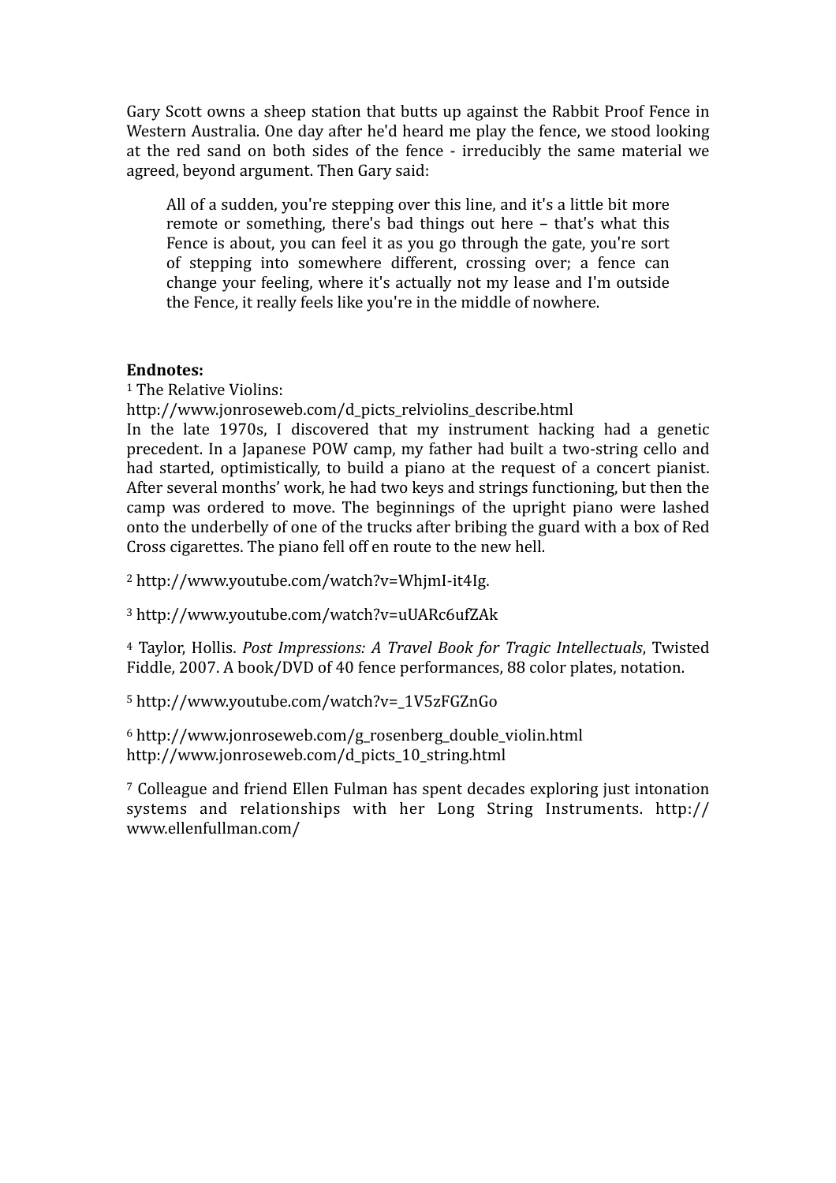Gary Scott owns a sheep station that butts up against the Rabbit Proof Fence in Western Australia. One day after he'd heard me play the fence, we stood looking at the red sand on both sides of the fence - irreducibly the same material we agreed, beyond argument. Then Gary said:

> All of a sudden, you're stepping over this line, and it's a little bit more remote or something, there's bad things out here – that's what this Fence is about, you can feel it as you go through the gate, you're sort of stepping into somewhere different, crossing over; a fence can change your feeling, where it's actually not my lease and I'm outside the Fence, it really feels like you're in the middle of nowhere.

**Endnotes:**

[1] The Relative Violins:
http://www.jonroseweb.com/d_picts_relviolins_describe.html
In the late 1970s, I discovered that my instrument hacking had a genetic precedent. In a Japanese POW camp, my father had built a two-string cello and had started, optimistically, to build a piano at the request of a concert pianist. After several months' work, he had two keys and strings functioning, but then the camp was ordered to move. The beginnings of the upright piano were lashed onto the underbelly of one of the trucks after bribing the guard with a box of Red Cross cigarettes. The piano fell off en route to the new hell.

[2] http://www.youtube.com/watch?v=WhjmI-it4Ig.

[3] http://www.youtube.com/watch?v=uUARc6ufZAk

[4] Taylor, Hollis. *Post Impressions: A Travel Book for Tragic Intellectuals*, Twisted Fiddle, 2007. A book/DVD of 40 fence performances, 88 color plates, notation.

[5] http://www.youtube.com/watch?v=_1V5zFGZnGo

[6] http://www.jonroseweb.com/g_rosenberg_double_violin.html
http://www.jonroseweb.com/d_picts_10_string.html

[7] Colleague and friend Ellen Fulman has spent decades exploring just intonation systems and relationships with her Long String Instruments. http://www.ellenfullman.com/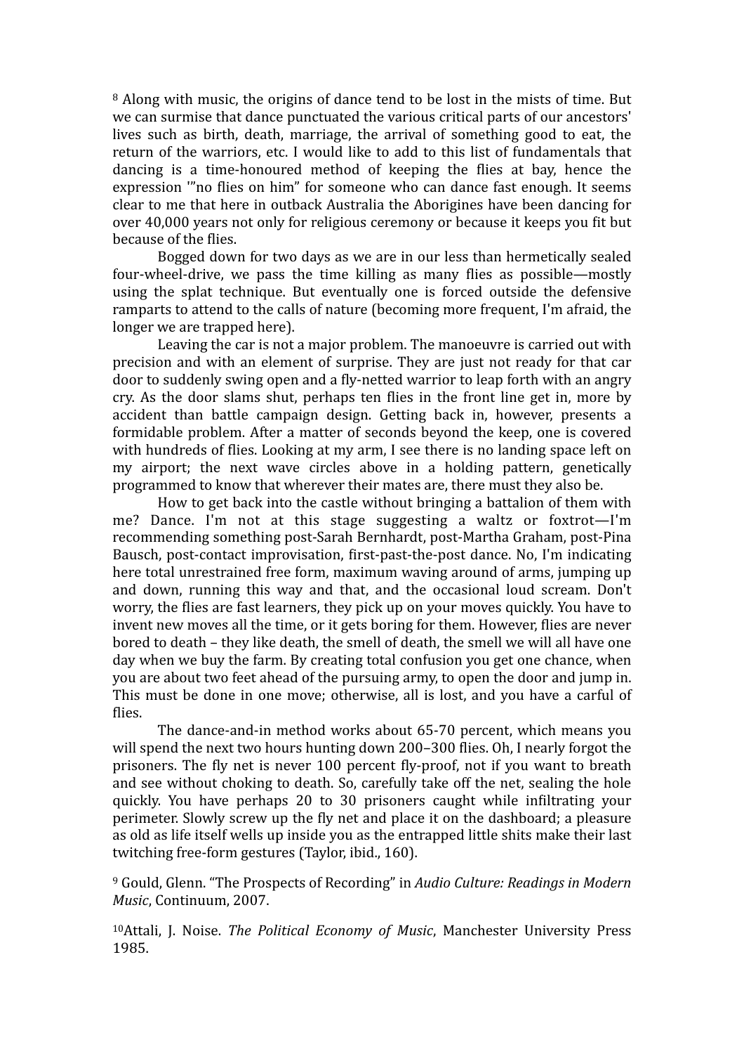[8] Along with music, the origins of dance tend to be lost in the mists of time. But we can surmise that dance punctuated the various critical parts of our ancestors' lives such as birth, death, marriage, the arrival of something good to eat, the return of the warriors, etc. I would like to add to this list of fundamentals that dancing is a time-honoured method of keeping the flies at bay, hence the expression '"no flies on him" for someone who can dance fast enough. It seems clear to me that here in outback Australia the Aborigines have been dancing for over 40,000 years not only for religious ceremony or because it keeps you fit but because of the flies.

Bogged down for two days as we are in our less than hermetically sealed four-wheel-drive, we pass the time killing as many flies as possible—mostly using the splat technique. But eventually one is forced outside the defensive ramparts to attend to the calls of nature (becoming more frequent, I'm afraid, the longer we are trapped here).

Leaving the car is not a major problem. The manoeuvre is carried out with precision and with an element of surprise. They are just not ready for that car door to suddenly swing open and a fly-netted warrior to leap forth with an angry cry. As the door slams shut, perhaps ten flies in the front line get in, more by accident than battle campaign design. Getting back in, however, presents a formidable problem. After a matter of seconds beyond the keep, one is covered with hundreds of flies. Looking at my arm, I see there is no landing space left on my airport; the next wave circles above in a holding pattern, genetically programmed to know that wherever their mates are, there must they also be.

How to get back into the castle without bringing a battalion of them with me? Dance. I'm not at this stage suggesting a waltz or foxtrot—I'm recommending something post-Sarah Bernhardt, post-Martha Graham, post-Pina Bausch, post-contact improvisation, first-past-the-post dance. No, I'm indicating here total unrestrained free form, maximum waving around of arms, jumping up and down, running this way and that, and the occasional loud scream. Don't worry, the flies are fast learners, they pick up on your moves quickly. You have to invent new moves all the time, or it gets boring for them. However, flies are never bored to death – they like death, the smell of death, the smell we will all have one day when we buy the farm. By creating total confusion you get one chance, when you are about two feet ahead of the pursuing army, to open the door and jump in. This must be done in one move; otherwise, all is lost, and you have a carful of flies.

The dance-and-in method works about 65-70 percent, which means you will spend the next two hours hunting down 200–300 flies. Oh, I nearly forgot the prisoners. The fly net is never 100 percent fly-proof, not if you want to breath and see without choking to death. So, carefully take off the net, sealing the hole quickly. You have perhaps 20 to 30 prisoners caught while infiltrating your perimeter. Slowly screw up the fly net and place it on the dashboard; a pleasure as old as life itself wells up inside you as the entrapped little shits make their last twitching free-form gestures (Taylor, ibid., 160).

[9] Gould, Glenn. "The Prospects of Recording" in *Audio Culture: Readings in Modern Music*, Continuum, 2007.

[10] Attali, J. Noise. *The Political Economy of Music*, Manchester University Press 1985.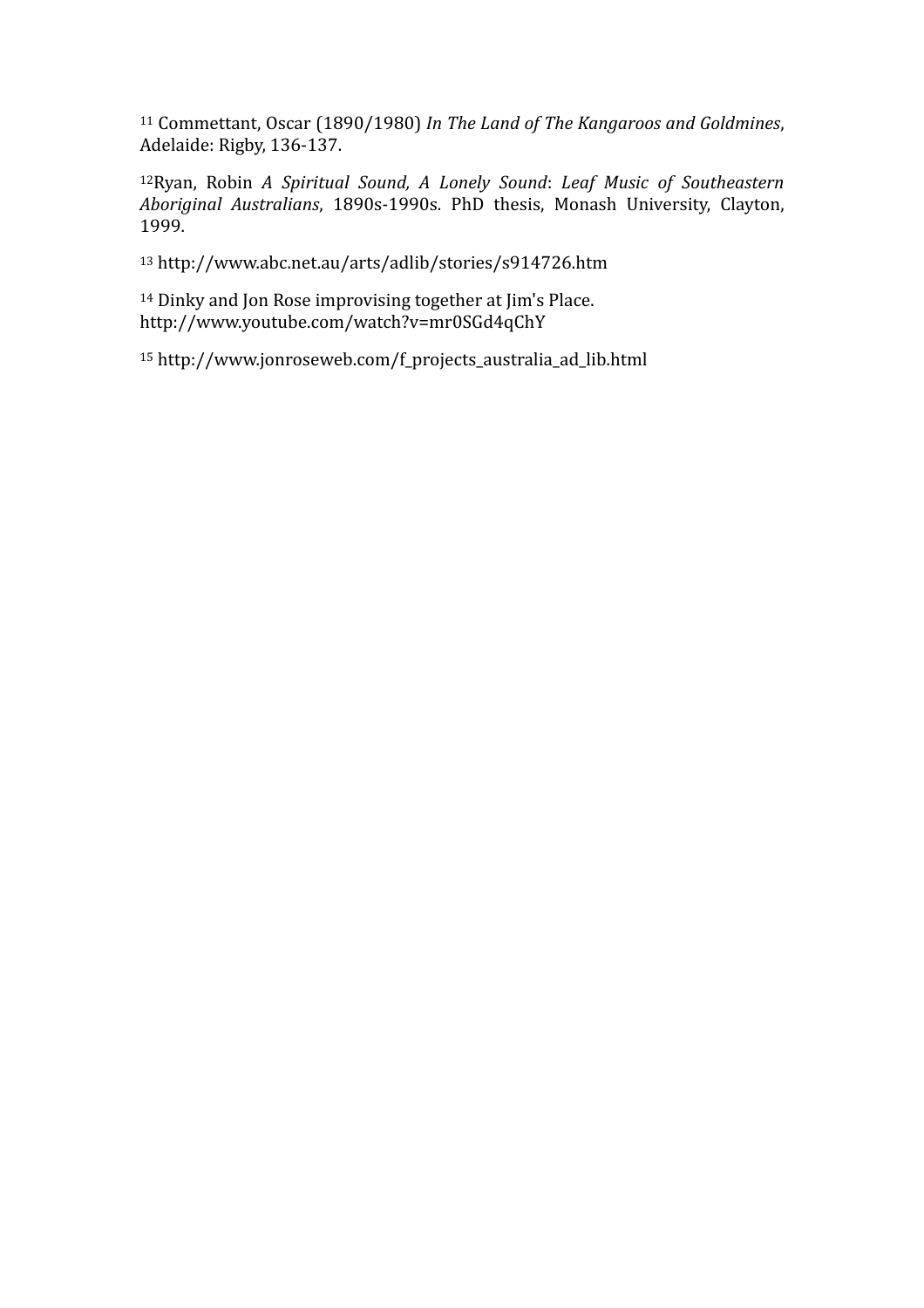[11] Commettant, Oscar (1890/1980) *In The Land of The Kangaroos and Goldmines*, Adelaide: Rigby, 136-137.

[12]Ryan, Robin *A Spiritual Sound, A Lonely Sound*: *Leaf Music of Southeastern Aboriginal Australians*, 1890s-1990s. PhD thesis, Monash University, Clayton, 1999.

[13] http://www.abc.net.au/arts/adlib/stories/s914726.htm

[14] Dinky and Jon Rose improvising together at Jim's Place.
http://www.youtube.com/watch?v=mr0SGd4qChY

[15] http://www.jonroseweb.com/f_projects_australia_ad_lib.html